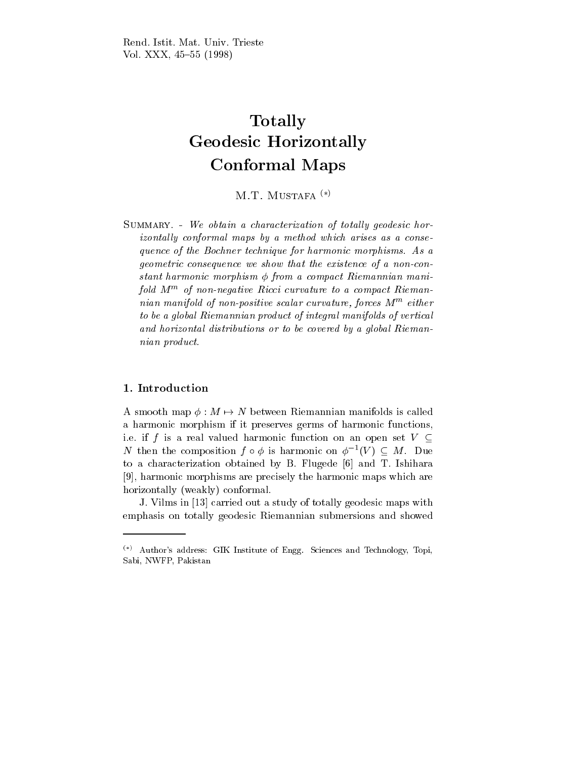# Totally Geodesic Horizontally Conformal Maps

M.T. Mustafa [(*)]

Summary. - *We obtain a characterization of totally geodesic horizontally conformal maps by a method which arises as a consequence of the Bochner technique for harmonic morphisms. As a geometric consequence we show that the existence of a non-constant harmonic morphism $\phi$ from a compact Riemannian manifold $M^m$ of non-negative Ricci curvature to a compact Riemannian manifold of non-positive scalar curvature, forces $M^m$ either to be a global Riemannian product of integral manifolds of vertical and horizontal distributions or to be covered by a global Riemannian product.*

## 1. Introduction

A smooth map $\phi : M \mapsto N$ between Riemannian manifolds is called a harmonic morphism if it preserves germs of harmonic functions, i.e. if $f$ is a real valued harmonic function on an open set $V \subseteq N$ then the composition $f \circ \phi$ is harmonic on $\phi^{-1}(V) \subseteq M$. Due to a characterization obtained by B. Flugede [6] and T. Ishihara [9], harmonic morphisms are precisely the harmonic maps which are horizontally (weakly) conformal.

J. Vilms in [13] carried out a study of totally geodesic maps with emphasis on totally geodesic Riemannian submersions and showed

(*) Author's address: GIK Institute of Engg. Sciences and Technology, Topi, Sabi, NWFP, Pakistan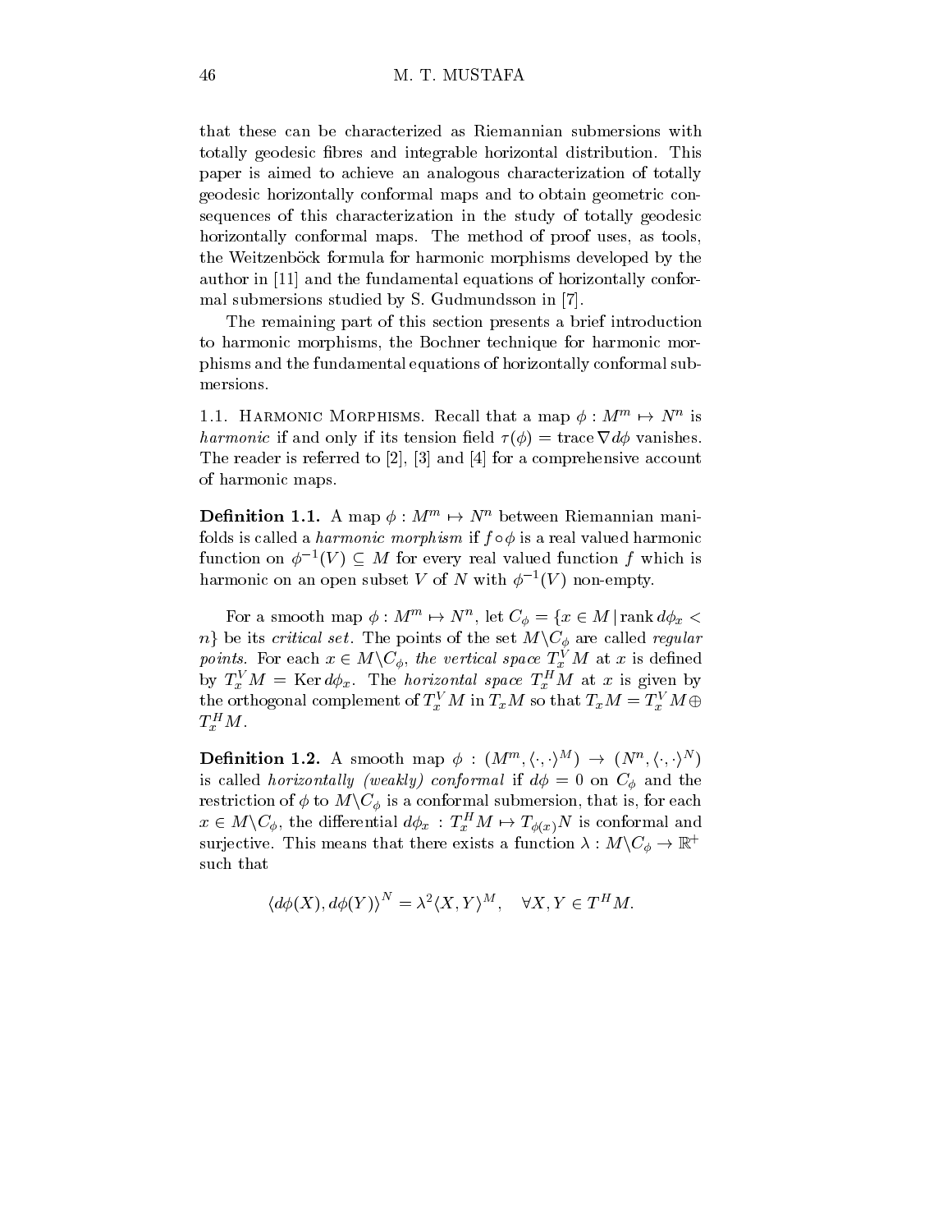that these can be characterized as Riemannian submersions with totally geodesic fibres and integrable horizontal distribution. This paper is aimed to achieve an analogous characterization of totally geodesic horizontally conformal maps and to obtain geometric consequences of this characterization in the study of totally geodesic horizontally conformal maps. The method of proof uses, as tools, the Weitzenböck formula for harmonic morphisms developed by the author in [11] and the fundamental equations of horizontally conformal submersions studied by S. Gudmundsson in [7].

The remaining part of this section presents a brief introduction to harmonic morphisms, the Bochner technique for harmonic morphisms and the fundamental equations of horizontally conformal submersions.

1.1. Harmonic Morphisms. Recall that a map $\phi : M^m \mapsto N^n$ is *harmonic* if and only if its tension field $\tau(\phi) = \operatorname{trace} \nabla d\phi$ vanishes. The reader is referred to [2], [3] and [4] for a comprehensive account of harmonic maps.

**Definition 1.1.** A map $\phi : M^m \mapsto N^n$ between Riemannian manifolds is called a *harmonic morphism* if $f \circ \phi$ is a real valued harmonic function on $\phi^{-1}(V) \subseteq M$ for every real valued function $f$ which is harmonic on an open subset $V$ of $N$ with $\phi^{-1}(V)$ non-empty.

For a smooth map $\phi : M^m \mapsto N^n$, let $C_\phi = \{x \in M \mid \operatorname{rank} d\phi_x < n\}$ be its *critical set*. The points of the set $M \backslash C_\phi$ are called *regular points*. For each $x \in M \backslash C_\phi$, *the vertical space* $T_x^V M$ at $x$ is defined by $T_x^V M = \operatorname{Ker} d\phi_x$. The *horizontal space* $T_x^H M$ at $x$ is given by the orthogonal complement of $T_x^V M$ in $T_x M$ so that $T_x M = T_x^V M \oplus T_x^H M$.

**Definition 1.2.** A smooth map $\phi : (M^m, \langle \cdot,\cdot \rangle^M) \to (N^n, \langle \cdot,\cdot \rangle^N)$ is called *horizontally (weakly) conformal* if $d\phi = 0$ on $C_\phi$ and the restriction of $\phi$ to $M \backslash C_\phi$ is a conformal submersion, that is, for each $x \in M \backslash C_\phi$, the differential $d\phi_x : T_x^H M \mapsto T_{\phi(x)} N$ is conformal and surjective. This means that there exists a function $\lambda : M \backslash C_\phi \to \mathbb{R}^+$ such that

$$\langle d\phi(X), d\phi(Y) \rangle^N = \lambda^2 \langle X, Y \rangle^M, \quad \forall X, Y \in T^H M.$$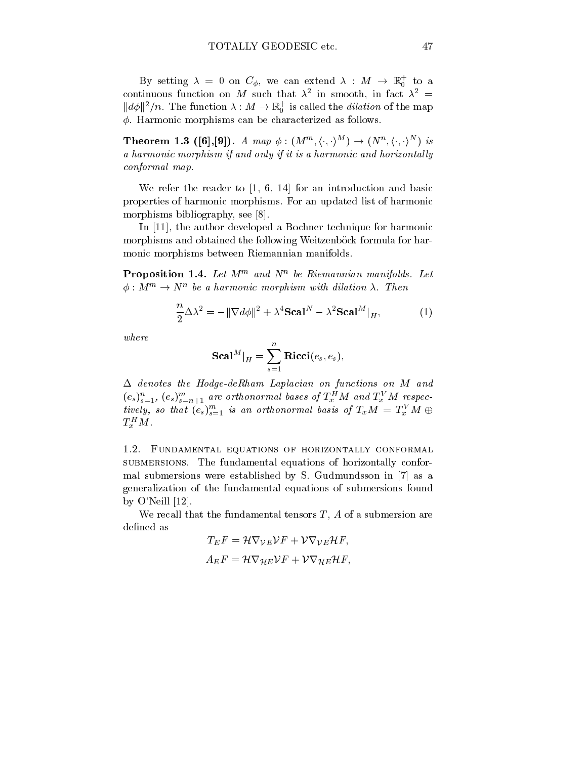By setting $\lambda = 0$ on $C_\phi$, we can extend $\lambda : M \to \mathbb{R}_0^+$ to a continuous function on $M$ such that $\lambda^2$ in smooth, in fact $\lambda^2 = \|d\phi\|^2/n$. The function $\lambda : M \to \mathbb{R}_0^+$ is called the *dilation* of the map $\phi$. Harmonic morphisms can be characterized as follows.

**Theorem 1.3 ([6],[9]).** *A map $\phi : (M^m, \langle\cdot,\cdot\rangle^M) \to (N^n, \langle\cdot,\cdot\rangle^N)$ is a harmonic morphism if and only if it is a harmonic and horizontally conformal map.*

We refer the reader to [1, 6, 14] for an introduction and basic properties of harmonic morphisms. For an updated list of harmonic morphisms bibliography, see [8].

In [11], the author developed a Bochner technique for harmonic morphisms and obtained the following Weitzenböck formula for harmonic morphisms between Riemannian manifolds.

**Proposition 1.4.** *Let $M^m$ and $N^n$ be Riemannian manifolds. Let $\phi : M^m \to N^n$ be a harmonic morphism with dilation $\lambda$. Then*

$$\frac{n}{2}\Delta\lambda^2 = -\|\nabla d\phi\|^2 + \lambda^4 \mathbf{Scal}^N - \lambda^2 \mathbf{Scal}^M|_H, \tag{1}$$

*where*

$$\mathbf{Scal}^M|_H = \sum_{s=1}^{n} \mathbf{Ricci}(e_s, e_s),$$

*$\Delta$ denotes the Hodge-deRham Laplacian on functions on $M$ and $(e_s)_{s=1}^n$, $(e_s)_{s=n+1}^m$ are orthonormal bases of $T_x^H M$ and $T_x^V M$ respectively, so that $(e_s)_{s=1}^m$ is an orthonormal basis of $T_x M = T_x^V M \oplus T_x^H M$.*

### 1.2. Fundamental equations of horizontally conformal submersions.

The fundamental equations of horizontally conformal submersions were established by S. Gudmundsson in [7] as a generalization of the fundamental equations of submersions found by O'Neill [12].

We recall that the fundamental tensors $T$, $A$ of a submersion are defined as

$$T_E F = \mathcal{H}\nabla_{\mathcal{V}E}\mathcal{V}F + \mathcal{V}\nabla_{\mathcal{V}E}\mathcal{H}F,$$

$$A_E F = \mathcal{H}\nabla_{\mathcal{H}E}\mathcal{V}F + \mathcal{V}\nabla_{\mathcal{H}E}\mathcal{H}F,$$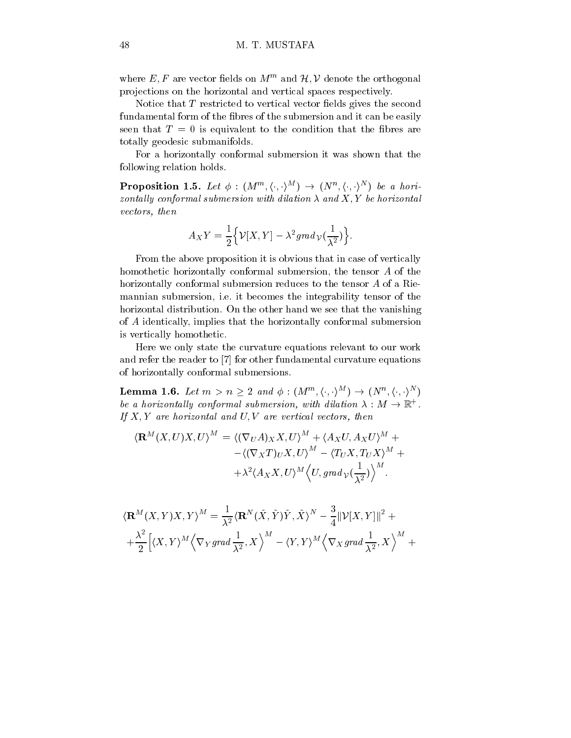where $E, F$ are vector fields on $M^m$ and $\mathcal{H}, \mathcal{V}$ denote the orthogonal projections on the horizontal and vertical spaces respectively.

Notice that $T$ restricted to vertical vector fields gives the second fundamental form of the fibres of the submersion and it can be easily seen that $T = 0$ is equivalent to the condition that the fibres are totally geodesic submanifolds.

For a horizontally conformal submersion it was shown that the following relation holds.

**Proposition 1.5.** *Let $\phi : (M^m, \langle \cdot, \cdot \rangle^M) \to (N^n, \langle \cdot, \cdot \rangle^N)$ be a horizontally conformal submersion with dilation $\lambda$ and $X, Y$ be horizontal vectors, then*

$$A_X Y = \frac{1}{2}\Big\{ \mathcal{V}[X, Y] - \lambda^2 grad_{\mathcal{V}}(\frac{1}{\lambda^2}) \Big\}.$$

From the above proposition it is obvious that in case of vertically homothetic horizontally conformal submersion, the tensor $A$ of the horizontally conformal submersion reduces to the tensor $A$ of a Riemannian submersion, i.e. it becomes the integrability tensor of the horizontal distribution. On the other hand we see that the vanishing of $A$ identically, implies that the horizontally conformal submersion is vertically homothetic.

Here we only state the curvature equations relevant to our work and refer the reader to [7] for other fundamental curvature equations of horizontally conformal submersions.

**Lemma 1.6.** *Let $m > n \geq 2$ and $\phi : (M^m, \langle \cdot, \cdot \rangle^M) \to (N^n, \langle \cdot, \cdot \rangle^N)$ be a horizontally conformal submersion, with dilation $\lambda : M \to \mathbb{R}^+$. If $X, Y$ are horizontal and $U, V$ are vertical vectors, then*

$$\begin{aligned}
\langle \mathbf{R}^M(X, U)X, U \rangle^M &= \langle (\nabla_U A)_X X, U \rangle^M + \langle A_X U, A_X U \rangle^M + \\
&\quad - \langle (\nabla_X T)_U X, U \rangle^M - \langle T_U X, T_U X \rangle^M + \\
&\quad + \lambda^2 \langle A_X X, U \rangle^M \Big\langle U, grad_{\mathcal{V}}(\frac{1}{\lambda^2}) \Big\rangle^M .
\end{aligned}$$

$$\begin{aligned}
\langle \mathbf{R}^M(X, Y)X, Y \rangle^M &= \frac{1}{\lambda^2} \langle \mathbf{R}^N(\tilde{X}, \tilde{Y})\tilde{Y}, \tilde{X} \rangle^N - \frac{3}{4} \| \mathcal{V}[X, Y] \|^2 + \\
&\quad + \frac{\lambda^2}{2} \Big[ \langle X, Y \rangle^M \Big\langle \nabla_Y grad \frac{1}{\lambda^2}, X \Big\rangle^M - \langle Y, Y \rangle^M \Big\langle \nabla_X grad \frac{1}{\lambda^2}, X \Big\rangle^M +
\end{aligned}$$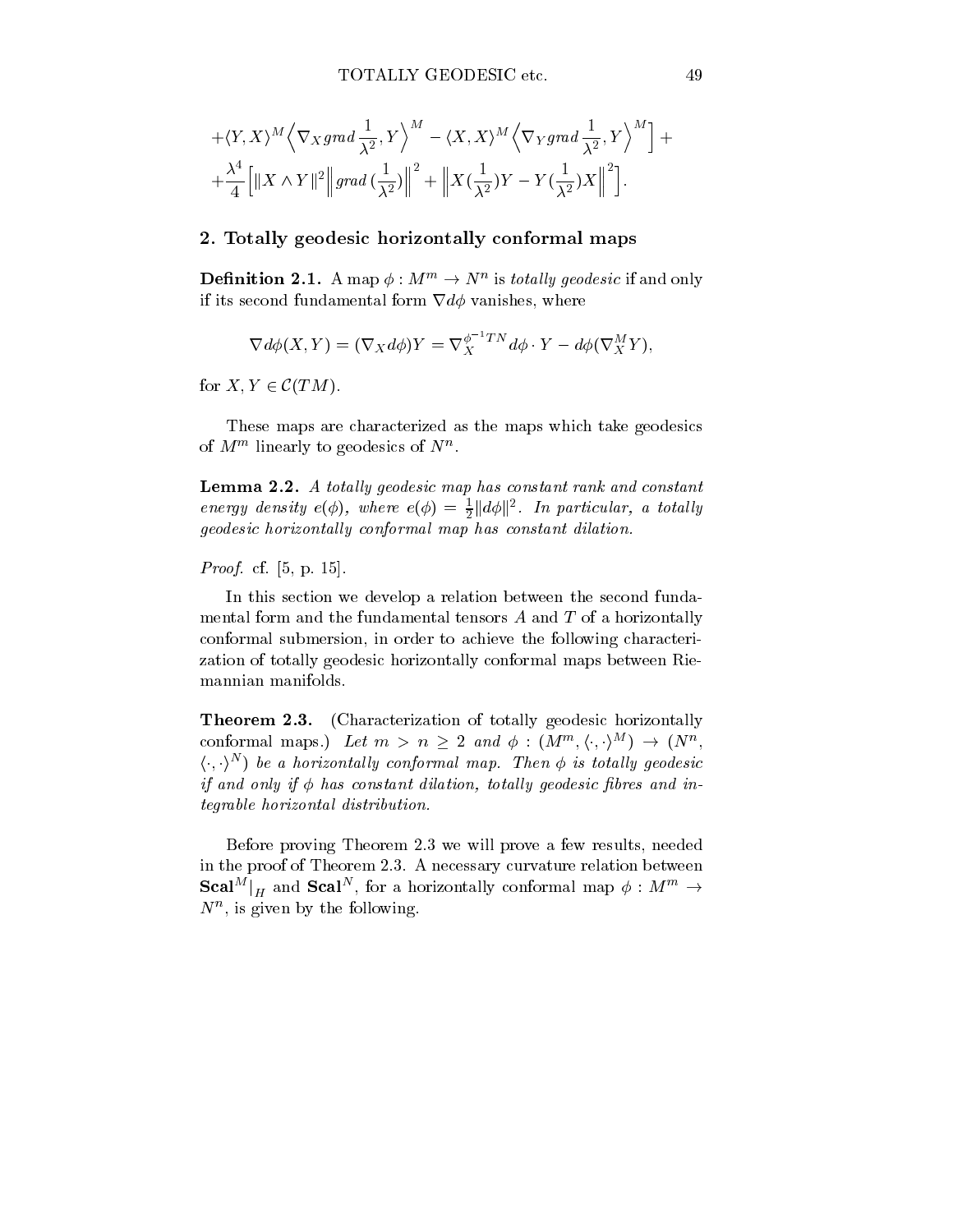$$+\langle Y, X\rangle^M \Big\langle \nabla_X grad\,\frac{1}{\lambda^2}, Y\Big\rangle^M - \langle X, X\rangle^M \Big\langle \nabla_Y grad\,\frac{1}{\lambda^2}, Y\Big\rangle^M\Big] +$$

$$+\frac{\lambda^4}{4}\Big[\|X \wedge Y\|^2 \Big\| grad\,(\frac{1}{\lambda^2})\Big\|^2 + \Big\| X(\frac{1}{\lambda^2})Y - Y(\frac{1}{\lambda^2})X\Big\|^2\Big].$$

## 2. Totally geodesic horizontally conformal maps

**Definition 2.1.** A map $\phi : M^m \to N^n$ is *totally geodesic* if and only if its second fundamental form $\nabla d\phi$ vanishes, where

$$\nabla d\phi(X, Y) = (\nabla_X d\phi)Y = \nabla_X^{\phi^{-1}TN} d\phi \cdot Y - d\phi(\nabla_X^M Y),$$

for $X, Y \in \mathcal{C}(TM)$.

These maps are characterized as the maps which take geodesics of $M^m$ linearly to geodesics of $N^n$.

**Lemma 2.2.** *A totally geodesic map has constant rank and constant energy density $e(\phi)$, where $e(\phi) = \frac{1}{2}\|d\phi\|^2$. In particular, a totally geodesic horizontally conformal map has constant dilation.*

*Proof.* cf. [5, p. 15].

In this section we develop a relation between the second fundamental form and the fundamental tensors $A$ and $T$ of a horizontally conformal submersion, in order to achieve the following characterization of totally geodesic horizontally conformal maps between Riemannian manifolds.

**Theorem 2.3.** (Characterization of totally geodesic horizontally conformal maps.) *Let $m > n \geq 2$ and $\phi : (M^m, \langle \cdot, \cdot \rangle^M) \to (N^n, \langle \cdot, \cdot \rangle^N)$ be a horizontally conformal map. Then $\phi$ is totally geodesic if and only if $\phi$ has constant dilation, totally geodesic fibres and integrable horizontal distribution.*

Before proving Theorem 2.3 we will prove a few results, needed in the proof of Theorem 2.3. A necessary curvature relation between $\mathbf{Scal}^M|_H$ and $\mathbf{Scal}^N$, for a horizontally conformal map $\phi : M^m \to N^n$, is given by the following.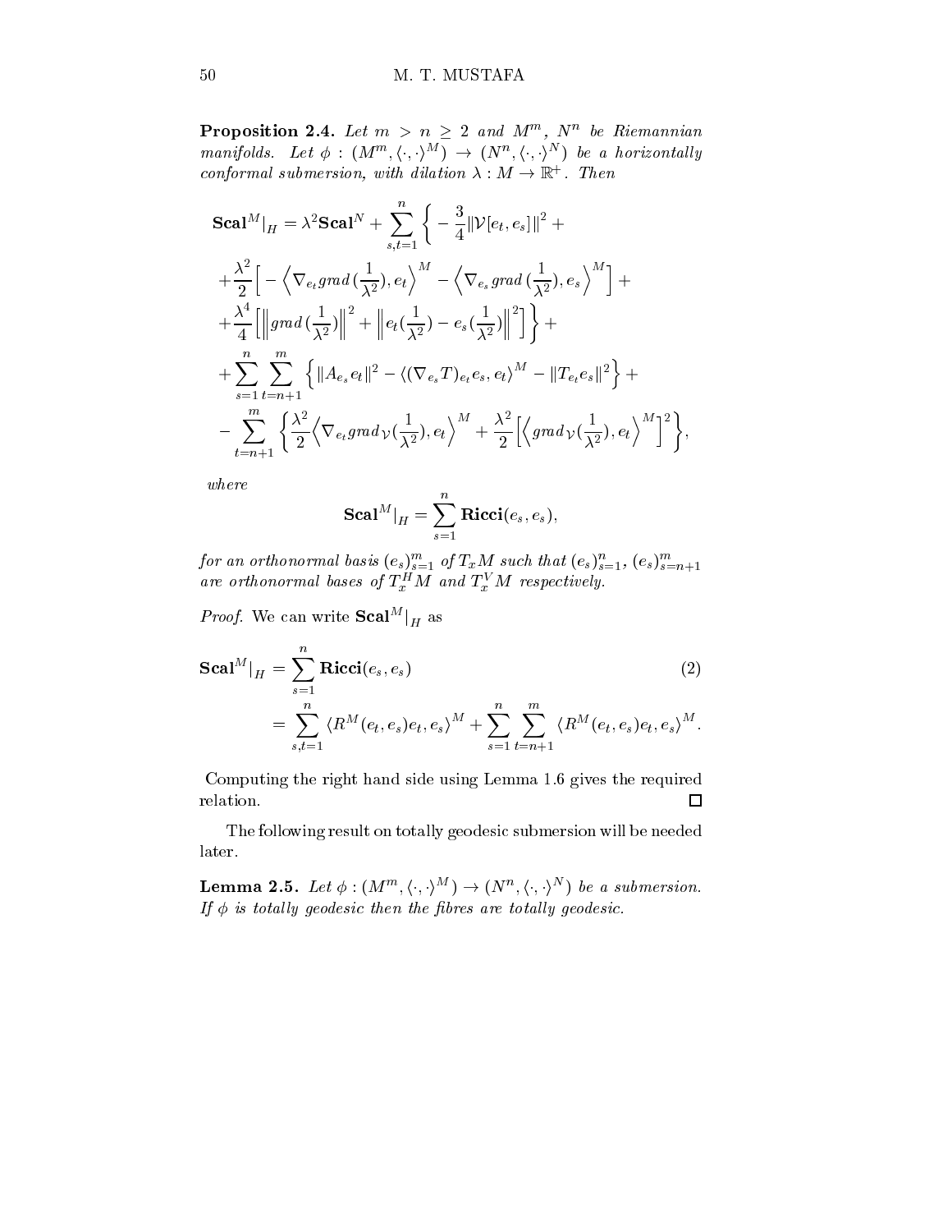**Proposition 2.4.** *Let $m > n \geq 2$ and $M^m$, $N^n$ be Riemannian manifolds. Let $\phi : (M^m, \langle\cdot,\cdot\rangle^M) \to (N^n, \langle\cdot,\cdot\rangle^N)$ be a horizontally conformal submersion, with dilation $\lambda : M \to \mathbb{R}^+$. Then*

$$
\begin{aligned}
\mathbf{Scal}^M|_H &= \lambda^2 \mathbf{Scal}^N + \sum_{s,t=1}^{n} \Big\{ -\frac{3}{4}\|\mathcal{V}[e_t, e_s]\|^2 + \\
&+ \frac{\lambda^2}{2}\Big[ -\Big\langle \nabla_{e_t} grad\,(\frac{1}{\lambda^2}), e_t \Big\rangle^M - \Big\langle \nabla_{e_s} grad\,(\frac{1}{\lambda^2}), e_s \Big\rangle^M \Big] + \\
&+ \frac{\lambda^4}{4}\Big[ \Big\| grad\,(\frac{1}{\lambda^2}) \Big\|^2 + \Big\| e_t(\frac{1}{\lambda^2}) - e_s(\frac{1}{\lambda^2}) \Big\|^2 \Big] \Big\} + \\
&+ \sum_{s=1}^{n} \sum_{t=n+1}^{m} \Big\{ \|A_{e_s} e_t\|^2 - \langle (\nabla_{e_s} T)_{e_t} e_s, e_t \rangle^M - \|T_{e_t} e_s\|^2 \Big\} + \\
&- \sum_{t=n+1}^{m} \Big\{ \frac{\lambda^2}{2} \Big\langle \nabla_{e_t} grad_{\mathcal{V}}(\frac{1}{\lambda^2}), e_t \Big\rangle^M + \frac{\lambda^2}{2}\Big[ \Big\langle grad_{\mathcal{V}}(\frac{1}{\lambda^2}), e_t \Big\rangle^M \Big]^2 \Big\},
\end{aligned}
$$

*where*

$$
\mathbf{Scal}^M|_H = \sum_{s=1}^{n} \mathbf{Ricci}(e_s, e_s),
$$

*for an orthonormal basis $(e_s)_{s=1}^m$ of $T_x M$ such that $(e_s)_{s=1}^n$, $(e_s)_{s=n+1}^m$ are orthonormal bases of $T_x^H M$ and $T_x^V M$ respectively.*

*Proof.* We can write $\mathbf{Scal}^M|_H$ as

$$
\begin{aligned}
\mathbf{Scal}^M|_H &= \sum_{s=1}^{n} \mathbf{Ricci}(e_s, e_s) \qquad (2) \\
&= \sum_{s,t=1}^{n} \langle R^M(e_t, e_s)e_t, e_s \rangle^M + \sum_{s=1}^{n} \sum_{t=n+1}^{m} \langle R^M(e_t, e_s)e_t, e_s \rangle^M.
\end{aligned}
$$

Computing the right hand side using Lemma 1.6 gives the required relation. □

The following result on totally geodesic submersion will be needed later.

**Lemma 2.5.** *Let $\phi : (M^m, \langle\cdot,\cdot\rangle^M) \to (N^n, \langle\cdot,\cdot\rangle^N)$ be a submersion. If $\phi$ is totally geodesic then the fibres are totally geodesic.*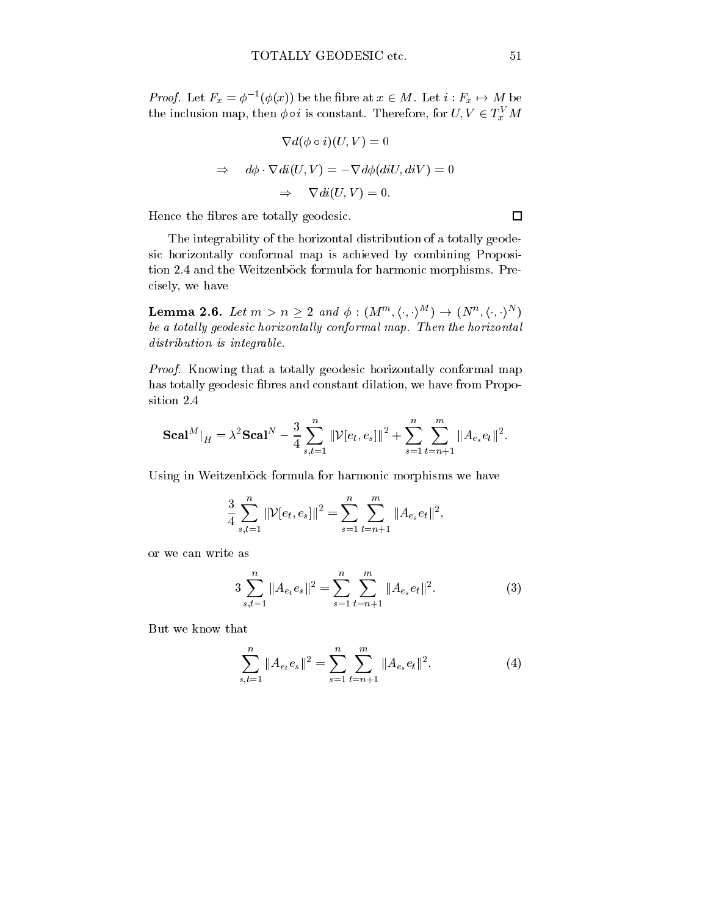*Proof.* Let $F_x = \phi^{-1}(\phi(x))$ be the fibre at $x \in M$. Let $i : F_x \mapsto M$ be the inclusion map, then $\phi \circ i$ is constant. Therefore, for $U, V \in T_x^V M$

$$\nabla d(\phi \circ i)(U, V) = 0$$

$$\Rightarrow \quad d\phi \cdot \nabla di(U, V) = -\nabla d\phi(diU, diV) = 0$$

$$\Rightarrow \quad \nabla di(U, V) = 0.$$

Hence the fibres are totally geodesic. ∎

The integrability of the horizontal distribution of a totally geodesic horizontally conformal map is achieved by combining Proposition 2.4 and the Weitzenböck formula for harmonic morphisms. Precisely, we have

**Lemma 2.6.** *Let $m > n \geq 2$ and $\phi : (M^m, \langle \cdot, \cdot \rangle^M) \to (N^n, \langle \cdot, \cdot \rangle^N)$ be a totally geodesic horizontally conformal map. Then the horizontal distribution is integrable.*

*Proof.* Knowing that a totally geodesic horizontally conformal map has totally geodesic fibres and constant dilation, we have from Proposition 2.4

$$\mathbf{Scal}^M|_H = \lambda^2 \mathbf{Scal}^N - \frac{3}{4} \sum_{s,t=1}^{n} \|\mathcal{V}[e_t, e_s]\|^2 + \sum_{s=1}^{n} \sum_{t=n+1}^{m} \|A_{e_s} e_t\|^2.$$

Using in Weitzenböck formula for harmonic morphisms we have

$$\frac{3}{4} \sum_{s,t=1}^{n} \|\mathcal{V}[e_t, e_s]\|^2 = \sum_{s=1}^{n} \sum_{t=n+1}^{m} \|A_{e_s} e_t\|^2,$$

or we can write as

$$3 \sum_{s,t=1}^{n} \|A_{e_t} e_s\|^2 = \sum_{s=1}^{n} \sum_{t=n+1}^{m} \|A_{e_s} e_t\|^2. \tag{3}$$

But we know that

$$\sum_{s,t=1}^{n} \|A_{e_t} e_s\|^2 = \sum_{s=1}^{n} \sum_{t=n+1}^{m} \|A_{e_s} e_t\|^2, \tag{4}$$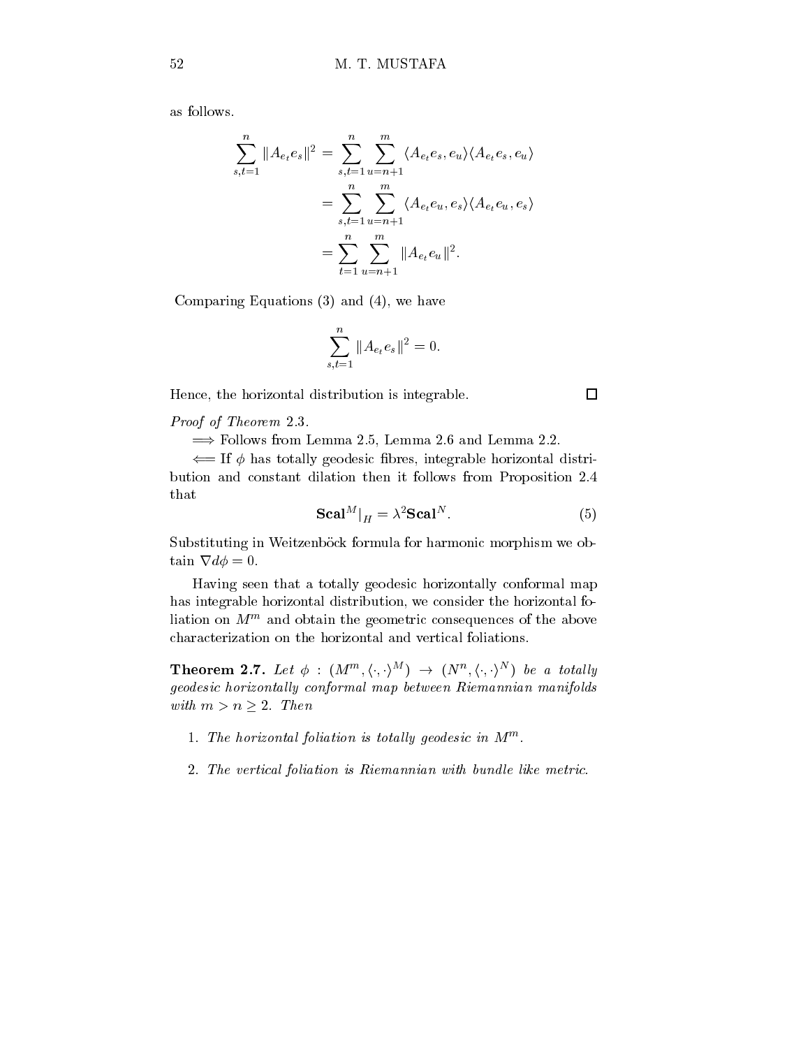as follows.

$$
\begin{aligned}
\sum_{s,t=1}^{n} \|A_{e_t} e_s\|^2 &= \sum_{s,t=1}^{n} \sum_{u=n+1}^{m} \langle A_{e_t} e_s, e_u \rangle \langle A_{e_t} e_s, e_u \rangle \\
&= \sum_{s,t=1}^{n} \sum_{u=n+1}^{m} \langle A_{e_t} e_u, e_s \rangle \langle A_{e_t} e_u, e_s \rangle \\
&= \sum_{t=1}^{n} \sum_{u=n+1}^{m} \|A_{e_t} e_u\|^2 .
\end{aligned}
$$

Comparing Equations (3) and (4), we have

$$
\sum_{s,t=1}^{n} \|A_{e_t} e_s\|^2 = 0.
$$

Hence, the horizontal distribution is integrable. □

*Proof of Theorem* 2.3.

$\Longrightarrow$ Follows from Lemma 2.5, Lemma 2.6 and Lemma 2.2.

$\Longleftarrow$ If $\phi$ has totally geodesic fibres, integrable horizontal distribution and constant dilation then it follows from Proposition 2.4 that

$$
\mathbf{Scal}^M|_H = \lambda^2 \mathbf{Scal}^N. \tag{5}
$$

Substituting in Weitzenböck formula for harmonic morphism we obtain $\nabla d\phi = 0$.

Having seen that a totally geodesic horizontally conformal map has integrable horizontal distribution, we consider the horizontal foliation on $M^m$ and obtain the geometric consequences of the above characterization on the horizontal and vertical foliations.

**Theorem 2.7.** *Let* $\phi : (M^m, \langle \cdot, \cdot \rangle^M) \to (N^n, \langle \cdot, \cdot \rangle^N)$ *be a totally geodesic horizontally conformal map between Riemannian manifolds with* $m > n \geq 2$. *Then*

1. *The horizontal foliation is totally geodesic in* $M^m$.
2. *The vertical foliation is Riemannian with bundle like metric.*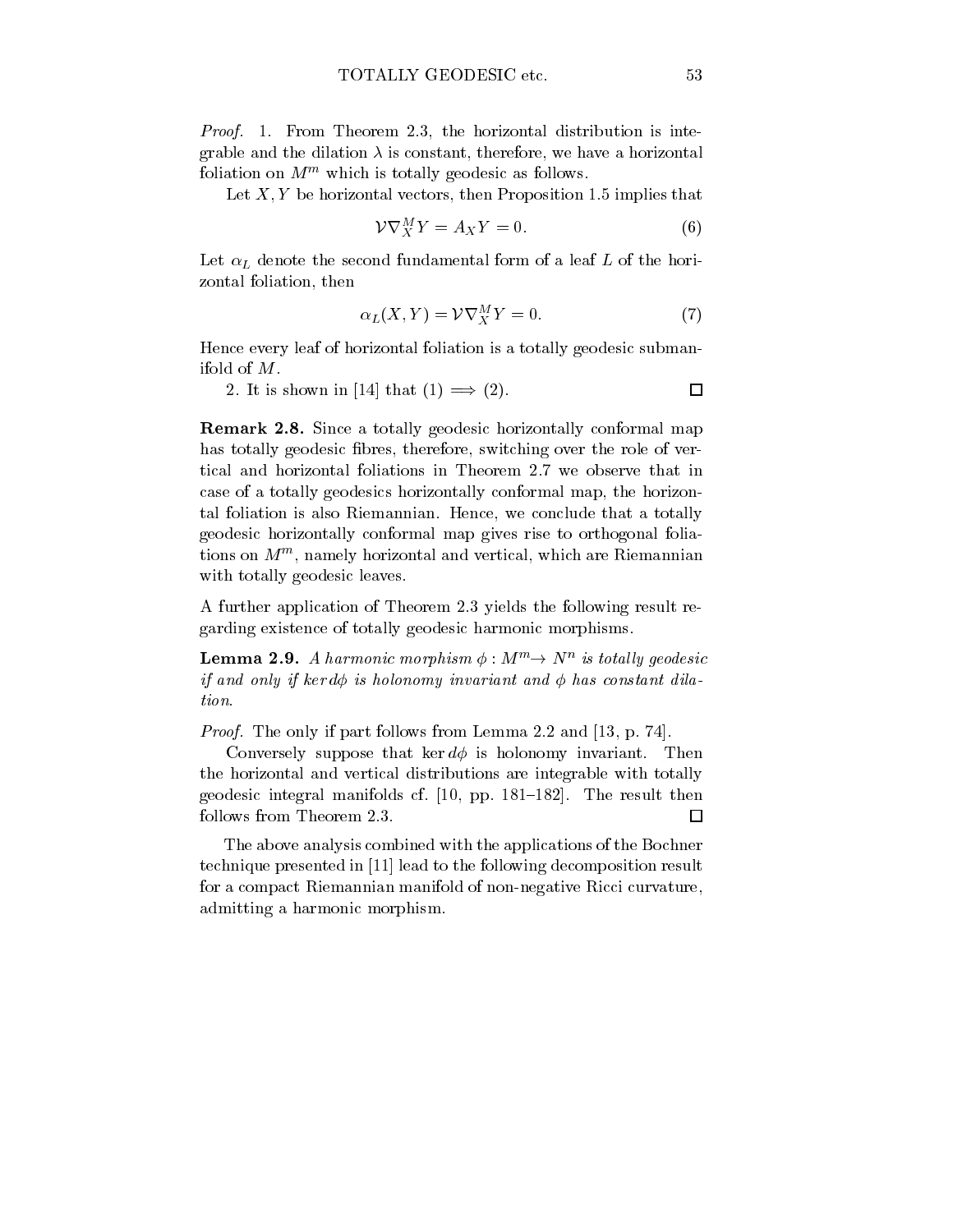*Proof.* 1. From Theorem 2.3, the horizontal distribution is integrable and the dilation $\lambda$ is constant, therefore, we have a horizontal foliation on $M^m$ which is totally geodesic as follows.

Let $X, Y$ be horizontal vectors, then Proposition 1.5 implies that

$$\mathcal{V}\nabla^M_X Y = A_X Y = 0. \tag{6}$$

Let $\alpha_L$ denote the second fundamental form of a leaf $L$ of the horizontal foliation, then

$$\alpha_L(X, Y) = \mathcal{V}\nabla^M_X Y = 0. \tag{7}$$

Hence every leaf of horizontal foliation is a totally geodesic submanifold of $M$.

2. It is shown in [14] that (1) $\Longrightarrow$ (2). □

**Remark 2.8.** Since a totally geodesic horizontally conformal map has totally geodesic fibres, therefore, switching over the role of vertical and horizontal foliations in Theorem 2.7 we observe that in case of a totally geodesics horizontally conformal map, the horizontal foliation is also Riemannian. Hence, we conclude that a totally geodesic horizontally conformal map gives rise to orthogonal foliations on $M^m$, namely horizontal and vertical, which are Riemannian with totally geodesic leaves.

A further application of Theorem 2.3 yields the following result regarding existence of totally geodesic harmonic morphisms.

**Lemma 2.9.** *A harmonic morphism $\phi : M^m \to N^n$ is totally geodesic if and only if $\ker d\phi$ is holonomy invariant and $\phi$ has constant dilation.*

*Proof.* The only if part follows from Lemma 2.2 and [13, p. 74].

Conversely suppose that $\ker d\phi$ is holonomy invariant. Then the horizontal and vertical distributions are integrable with totally geodesic integral manifolds cf. [10, pp. 181–182]. The result then follows from Theorem 2.3. □

The above analysis combined with the applications of the Bochner technique presented in [11] lead to the following decomposition result for a compact Riemannian manifold of non-negative Ricci curvature, admitting a harmonic morphism.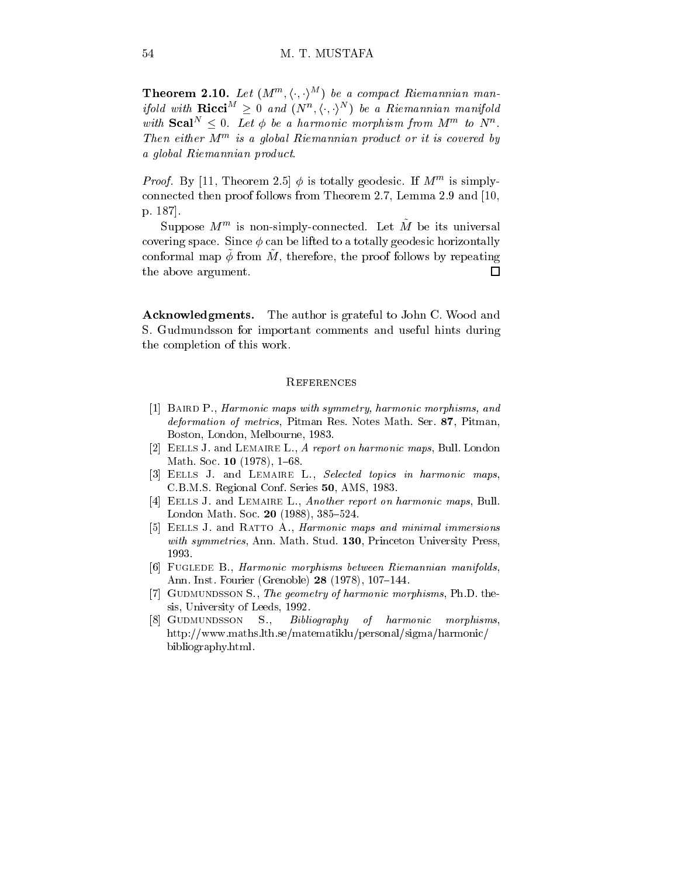**Theorem 2.10.** *Let $(M^m, \langle \cdot, \cdot \rangle^M)$ be a compact Riemannian manifold with $\mathbf{Ricci}^M \geq 0$ and $(N^n, \langle \cdot, \cdot \rangle^N)$ be a Riemannian manifold with $\mathbf{Scal}^N \leq 0$. Let $\phi$ be a harmonic morphism from $M^m$ to $N^n$. Then either $M^m$ is a global Riemannian product or it is covered by a global Riemannian product.*

*Proof.* By [11, Theorem 2.5] $\phi$ is totally geodesic. If $M^m$ is simply-connected then proof follows from Theorem 2.7, Lemma 2.9 and [10, p. 187].

Suppose $M^m$ is non-simply-connected. Let $\tilde{M}$ be its universal covering space. Since $\phi$ can be lifted to a totally geodesic horizontally conformal map $\tilde{\phi}$ from $\tilde{M}$, therefore, the proof follows by repeating the above argument. □

**Acknowledgments.** The author is grateful to John C. Wood and S. Gudmundsson for important comments and useful hints during the completion of this work.

## References

[1] Baird P., *Harmonic maps with symmetry, harmonic morphisms, and deformation of metrics*, Pitman Res. Notes Math. Ser. **87**, Pitman, Boston, London, Melbourne, 1983.

[2] Eells J. and Lemaire L., *A report on harmonic maps*, Bull. London Math. Soc. **10** (1978), 1–68.

[3] Eells J. and Lemaire L., *Selected topics in harmonic maps*, C.B.M.S. Regional Conf. Series **50**, AMS, 1983.

[4] Eells J. and Lemaire L., *Another report on harmonic maps*, Bull. London Math. Soc. **20** (1988), 385–524.

[5] Eells J. and Ratto A., *Harmonic maps and minimal immersions with symmetries*, Ann. Math. Stud. **130**, Princeton University Press, 1993.

[6] Fuglede B., *Harmonic morphisms between Riemannian manifolds*, Ann. Inst. Fourier (Grenoble) **28** (1978), 107–144.

[7] Gudmundsson S., *The geometry of harmonic morphisms*, Ph.D. thesis, University of Leeds, 1992.

[8] Gudmundsson S., *Bibliography of harmonic morphisms*, http://www.maths.lth.se/matematiklu/personal/sigma/harmonic/bibliography.html.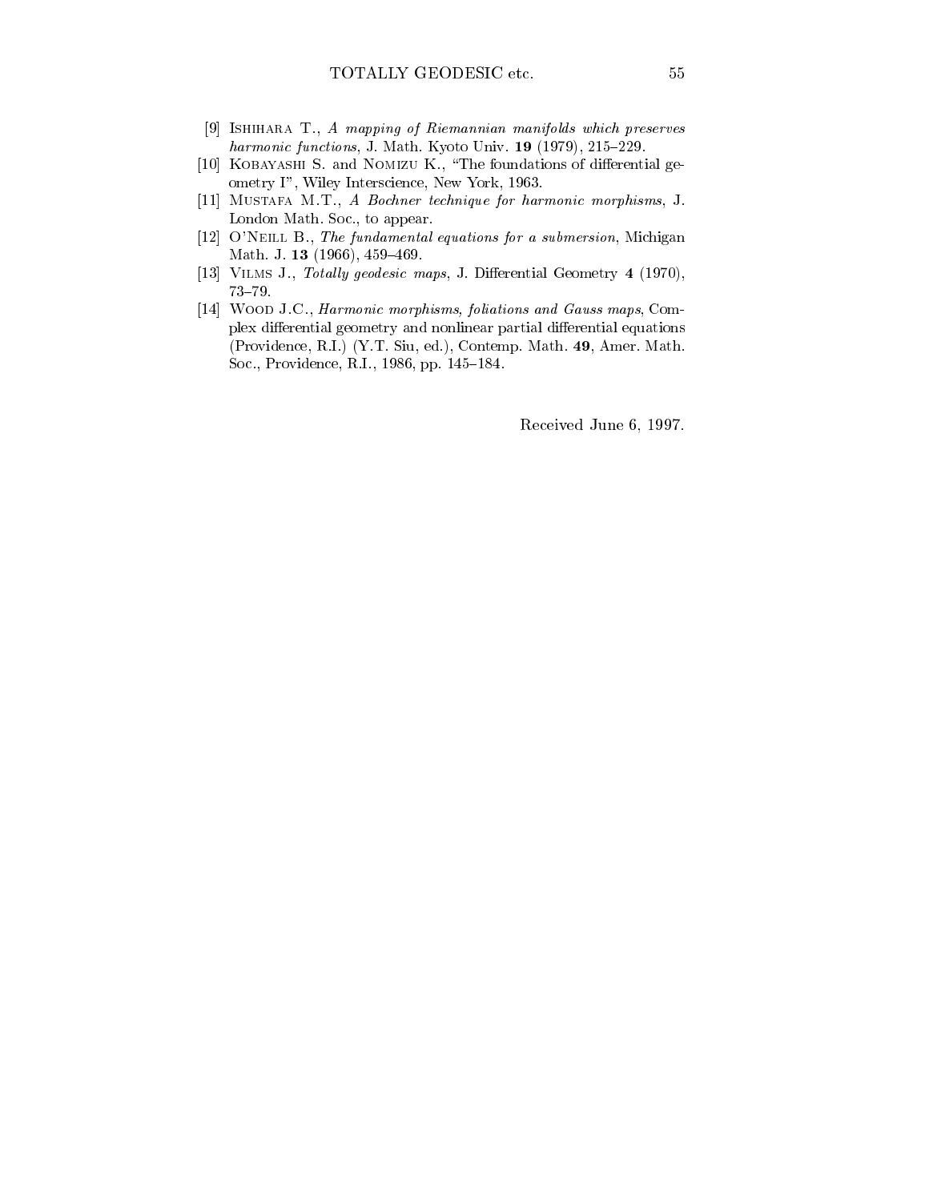[9] Ishihara T., *A mapping of Riemannian manifolds which preserves harmonic functions*, J. Math. Kyoto Univ. **19** (1979), 215–229.

[10] Kobayashi S. and Nomizu K., "The foundations of differential geometry I", Wiley Interscience, New York, 1963.

[11] Mustafa M.T., *A Bochner technique for harmonic morphisms*, J. London Math. Soc., to appear.

[12] O'Neill B., *The fundamental equations for a submersion*, Michigan Math. J. **13** (1966), 459–469.

[13] Vilms J., *Totally geodesic maps*, J. Differential Geometry **4** (1970), 73–79.

[14] Wood J.C., *Harmonic morphisms, foliations and Gauss maps*, Complex differential geometry and nonlinear partial differential equations (Providence, R.I.) (Y.T. Siu, ed.), Contemp. Math. **49**, Amer. Math. Soc., Providence, R.I., 1986, pp. 145–184.

Received June 6, 1997.